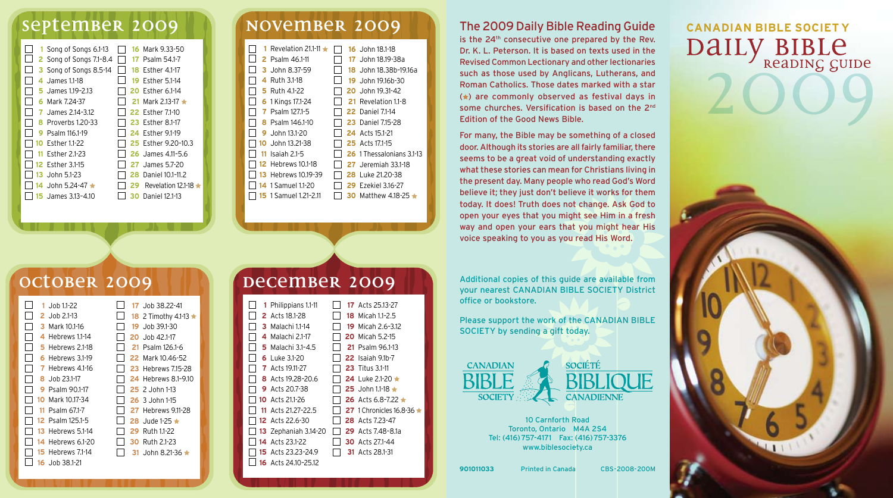## September 2009

- ☐ **1** Song of Songs 6.1-13
- ☐ **2** Song of Songs 7.1-8.4
- ☐ **3** Song of Songs 8.5-14
- ☐ **4** James 1.1-18
- ☐ **5** James 1.19-2.13
- ☐ **6** Mark 7.24-37
- ☐ **7** James 2.14-3.12
- ☐ **8** Proverbs 1.20-33
- ☐ **9** Psalm 116.1-19
- ☐ **10** Esther 1.1-22
- ☐ **11** Esther 2.1-23
- ☐ **12** Esther 3.1-15
- ☐ **13** John 5.1-23
- ☐ **14** John 5.24-47 ★
- ☐ **15** James 3.13-4.10
- ☐ **16** Mark 9.33-50
- ☐ **17** Psalm 54.1-7
- ☐ **18** Esther 4.1-17
- ☐ **19** Esther 5.1-14
- ☐ **20** Esther 6.1-14
- ☐ **21** Mark 2.13-17 ★
- ☐ **22** Esther 7.1-10
- ☐ **23** Esther 8.1-17
- ☐ **24** Esther 9.1-19
- ☐ **25** Esther 9.20-10.3
- ☐ **26** James 4.11-5.6
- ☐ **27** James 5.7-20
- ☐ **28** Daniel 10.1-11.2
- ☐ **29** Revelation 12.1-18 ★
- ☐ **30** Daniel 12.1-13

## October 2009

- ☐ **1** Job 1.1-22
- ☐ **2** Job 2.1-13
- ☐ **3** Mark 10.1-16
- ☐ **4** Hebrews 1.1-14
- ☐ **5** Hebrews 2.1-18
- ☐ **6** Hebrews 3.1-19
- ☐ **7** Hebrews 4.1-16
- ☐ **8** Job 23.1-17
- ☐ **9** Psalm 90.1-17
- ☐ **10** Mark 10.17-34
- ☐ **11** Psalm 67.1-7
- ☐ **12** Psalm 125.1-5
- ☐ **13** Hebrews 5.1-14
- ☐ **14** Hebrews 6.1-20
- ☐ **15** Hebrews 7.1-14
- ☐ **16** Job 38.1-21
- ☐ **17** Job 38.22-41
- ☐ **18** 2 Timothy 4.1-13 ★
- ☐ **19** Job 39.1-30
- ☐ **20** Job 42.1-17
- ☐ **21** Psalm 126.1-6
- ☐ **22** Mark 10.46-52
- ☐ **23** Hebrews 7.15-28
- ☐ **24** Hebrews 8.1-9.10
- ☐ **25** 2 John 1-13
- ☐ **26** 3 John 1-15
- ☐ **27** Hebrews 9.11-28
- ☐ **28** Jude 1-25 ★
- ☐ **29** Ruth 1.1-22
- ☐ **30** Ruth 2.1-23
- ☐ **31** John 8.21-36 ★

## November 2009

- ☐ **1** Revelation 21.1-11 ★
- ☐ **2** Psalm 46.1-11
- ☐ **3** John 8.37-59
- ☐ **4** Ruth 3.1-18
- ☐ **5** Ruth 4.1-22
- ☐ **6** 1 Kings 17.1-24
- ☐ **7** Psalm 127.1-5
- ☐ **8** Psalm 146.1-10
- ☐ **9** John 13.1-20
- ☐ **10** John 13.21-38
- ☐ **11** Isaiah 2.1-5
- ☐ **12** Hebrews 10.1-18
- ☐ **13** Hebrews 10.19-39
- ☐ **14** 1 Samuel 1.1-20
- ☐ **15** 1 Samuel 1.21-2.11
- ☐ **16** John 18.1-18
- ☐ **17** John 18.19-38a
- ☐ **18** John 18.38b-19.16a
- ☐ **19** John 19.16b-30
- ☐ **20** John 19.31-42
- ☐ **21** Revelation 1.1-8
- ☐ **22** Daniel 7.1-14
- ☐ **23** Daniel 7.15-28
- ☐ **24** Acts 15.1-21
- ☐ **25** Acts 17.1-15
- ☐ **26** 1 Thessalonians 3.1-13
- ☐ **27** Jeremiah 33.1-18
- ☐ **28** Luke 21.20-38
- ☐ **29** Ezekiel 3.16-27
- ☐ **30** Matthew 4.18-25 ★

## December 2009

- ☐ **1** Philippians 1.1-11
- ☐ **2** Acts 18.1-28
- ☐ **3** Malachi 1.1-14
- ☐ **4** Malachi 2.1-17
- ☐ **5** Malachi 3.1-4.5
- ☐ **6** Luke 3.1-20
- ☐ **7** Acts 19.11-27
- ☐ **8** Acts 19.28-20.6
- ☐ **9** Acts 20.7-38
- ☐ **10** Acts 21.1-26
- ☐ **11** Acts 21.27-22.5
- ☐ **12** Acts 22.6-30
- ☐ **13** Zephaniah 3.14-20
- ☐ **14** Acts 23.1-22
- ☐ **15** Acts 23.23-24.9
- ☐ **16** Acts 24.10-25.12
- ☐ **17** Acts 25.13-27
- ☐ **18** Micah 1.1-2.5
- ☐ **19** Micah 2.6-3.12
- ☐ **20** Micah 5.2-15
- ☐ **21** Psalm 96.1-13
- ☐ **22** Isaiah 9.1b-7
- ☐ **23** Titus 3.1-11
- ☐ **24** Luke 2.1-20 ★
- ☐ **25** John 1.1-18 ★
- ☐ **26** Acts 6.8-7.22 ★
- ☐ **27** 1 Chronicles 16.8-36 ★
- ☐ **28** Acts 7.23-47
- ☐ **29** Acts 7.48-8.1a
- ☐ **30** Acts 27.1-44
- ☐ **31** Acts 28.1-31

## The 2009 Daily Bible Reading Guide

is the 24th consecutive one prepared by the Rev. Dr. K. L. Peterson. It is based on texts used in the Revised Common Lectionary and other lectionaries such as those used by Anglicans, Lutherans, and Roman Catholics. Those dates marked with a star (★) are commonly observed as festival days in some churches. Versification is based on the 2nd Edition of the Good News Bible.

For many, the Bible may be something of a closed door. Although its stories are all fairly familiar, there seems to be a great void of understanding exactly what these stories can mean for Christians living in the present day. Many people who read God's Word believe it; they just don't believe it works for them today. It does! Truth does not change. Ask God to open your eyes that you might see Him in a fresh way and open your ears that you might hear His voice speaking to you as you read His Word.

Additional copies of this guide are available from your nearest CANADIAN BIBLE SOCIETY District office or bookstore.

Please support the work of the CANADIAN BIBLE SOCIETY by sending a gift today.

CANADIAN BIBLE SOCIETY — SOCIÉTÉ BIBLIQUE CANADIENNE

10 Carnforth Road
Toronto, Ontario M4A 2S4
Tel: (416) 757-4171 Fax: (416) 757-3376
www.biblesociety.ca

**901011033** Printed in Canada CBS-2008-200M

# CANADIAN BIBLE SOCIETY Daily Bible Reading Guide 2009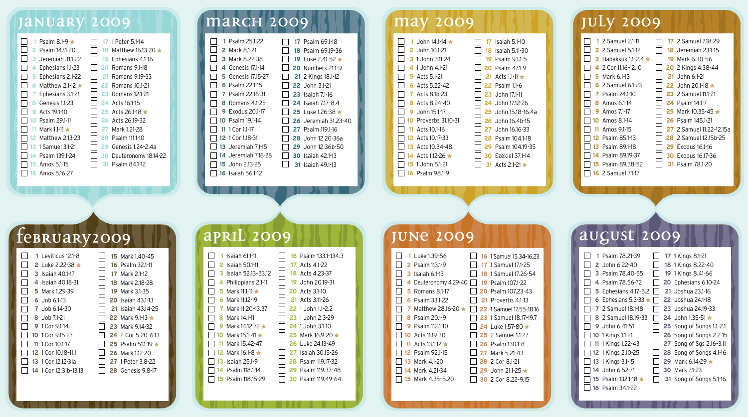## January 2009

- [ ] 1 Psalm 8.1-9 ★
- [ ] 2 Psalm 147.1-20
- [ ] 3 Jeremiah 31.1-22
- [ ] 4 Ephesians 1.1-23
- [ ] 5 Ephesians 2.1-22
- [ ] 6 Matthew 2.1-12 ★
- [ ] 7 Ephesians 3.1-21
- [ ] 8 Genesis 1.1-23
- [ ] 9 Acts 19.1-10
- [ ] 10 Psalm 29.1-11
- [ ] 11 Mark 1.1-11 ★
- [ ] 12 Matthew 2.13-23
- [ ] 13 1 Samuel 3.1-21
- [ ] 14 Psalm 139.1-24
- [ ] 15 Amos 5.1-15
- [ ] 16 Amos 5.16-27
- [ ] 17 1 Peter 5.1-14
- [ ] 18 Matthew 16.13-20 ★
- [ ] 19 Ephesians 4.1-16
- [ ] 20 Romans 9.1-18
- [ ] 21 Romans 9.19-33
- [ ] 22 Romans 10.1-21
- [ ] 23 Romans 12.1-21
- [ ] 24 Acts 16.1-15
- [ ] 25 Acts 26.1-18 ★
- [ ] 26 Acts 26.19-32
- [ ] 27 Mark 1.21-28
- [ ] 28 Psalm 111.1-10
- [ ] 29 Genesis 1.24-2.4a
- [ ] 30 Deuteronomy 18.14-22
- [ ] 31 Psalm 84.1-12

## February 2009

- [ ] 1 Leviticus 12.1-8
- [ ] 2 Luke 2.22-38 ★
- [ ] 3 Isaiah 40.1-17
- [ ] 4 Isaiah 40.18-31
- [ ] 5 Mark 1.29-39
- [ ] 6 Job 6.1-13
- [ ] 7 Job 6.14-30
- [ ] 8 Job 7.1-21
- [ ] 9 1 Cor 9.1-14
- [ ] 10 1 Cor 9.15-27
- [ ] 11 1 Cor 10.1-17
- [ ] 12 1 Cor 10.18-11.1
- [ ] 13 1 Cor 12.12-31a
- [ ] 14 1 Cor 12.31b-13.13
- [ ] 15 Mark 1.40-45
- [ ] 16 Psalm 32.1-11
- [ ] 17 Mark 2.1-12
- [ ] 18 Mark 2.18-28
- [ ] 19 Mark 3.1-35
- [ ] 20 Isaiah 43.1-13
- [ ] 21 Isaiah 43.14-25
- [ ] 22 Mark 9.1-13 ★
- [ ] 23 Mark 9.14-32
- [ ] 24 2 Cor 5.20-6.13
- [ ] 25 Psalm 51.1-19 ★
- [ ] 26 Mark 1.12-20
- [ ] 27 1 Peter 3.8-22
- [ ] 28 Genesis 9.8-17

## March 2009

- [ ] 1 Psalm 25.1-22
- [ ] 2 Mark 8.1-21
- [ ] 3 Mark 8.22-38
- [ ] 4 Genesis 17.1-14
- [ ] 5 Genesis 17.15-27
- [ ] 6 Psalm 22.1-15
- [ ] 7 Psalm 22.16-31
- [ ] 8 Romans 4.1-25
- [ ] 9 Exodus 20.1-17
- [ ] 10 Psalm 19.1-14
- [ ] 11 1 Cor 1.1-17
- [ ] 12 1 Cor 1.18-31
- [ ] 13 Jeremiah 7.1-15
- [ ] 14 Jeremiah 7.16-28
- [ ] 15 John 2.13-25
- [ ] 16 Isaiah 56.1-12
- [ ] 17 Psalm 69.1-18
- [ ] 18 Psalm 69.19-36
- [ ] 19 Luke 2.41-52 ★
- [ ] 20 Numbers 21.1-9
- [ ] 21 2 Kings 18.1-12
- [ ] 22 John 3.1-21
- [ ] 23 Isaiah 7.1-16
- [ ] 24 Isaiah 7.17-8.4
- [ ] 25 Luke 1.26-38 ★
- [ ] 26 Jeremiah 31.23-40
- [ ] 27 Psalm 119.1-16
- [ ] 28 John 12.20-36a
- [ ] 29 John 12.36b-50
- [ ] 30 Isaiah 42.1-13
- [ ] 31 Isaiah 49.1-13

## April 2009

- [ ] 1 Isaiah 6.1-11
- [ ] 2 Isaiah 50.1-11
- [ ] 3 Isaiah 52.13-53.12
- [ ] 4 Philippians 2.1-11
- [ ] 5 Mark 11.1-11 ★
- [ ] 6 Mark 11.12-19
- [ ] 7 Mark 11.20-13.37
- [ ] 8 Mark 14.1-11
- [ ] 9 Mark 14.12-72 ★
- [ ] 10 Mark 15.1-41 ★
- [ ] 11 Mark 15.42-47
- [ ] 12 Mark 16.1-8 ★
- [ ] 13 Isaiah 25.1-9
- [ ] 14 Psalm 118.1-14
- [ ] 15 Psalm 118.15-29
- [ ] 16 Psalm 133.1-134.3
- [ ] 17 Acts 4.1-22
- [ ] 18 Acts 4.23-37
- [ ] 19 John 20.19-31
- [ ] 20 Acts 3.1-10
- [ ] 21 Acts 3.11-26
- [ ] 22 1 John 1.1-2.2
- [ ] 23 1 John 2.3-29
- [ ] 24 1 John 3.1-10
- [ ] 25 Mark 16.9-20 ★
- [ ] 26 Luke 24.13-49
- [ ] 27 Isaiah 30.15-26
- [ ] 28 Psalm 119.17-32
- [ ] 29 Psalm 119.33-48
- [ ] 30 Psalm 119.49-64

## May 2009

- [ ] 1 John 14.1-14 ★
- [ ] 2 John 10.1-21
- [ ] 3 1 John 3.11-24
- [ ] 4 1 John 4.1-21
- [ ] 5 Acts 5.1-21
- [ ] 6 Acts 5.22-42
- [ ] 7 Acts 8.1b-23
- [ ] 8 Acts 8.24-40
- [ ] 9 John 15.1-17
- [ ] 10 Proverbs 31.10-31
- [ ] 11 Acts 10.1-16
- [ ] 12 Acts 10.17-33
- [ ] 13 Acts 10.34-48
- [ ] 14 Acts 1.12-26 ★
- [ ] 15 1 John 5.1-21
- [ ] 16 Psalm 98.1-9
- [ ] 17 Isaiah 5.1-10
- [ ] 18 Isaiah 5.11-30
- [ ] 19 Psalm 93.1-5
- [ ] 20 Psalm 47.1-9
- [ ] 21 Acts 1.1-11 ★
- [ ] 22 Psalm 1.1-6
- [ ] 23 John 17.1-11
- [ ] 24 John 17.12-26
- [ ] 25 John 15.18-16.4a
- [ ] 26 John 16.4b-15
- [ ] 27 John 16.16-33
- [ ] 28 Psalm 104.1-18
- [ ] 29 Psalm 104.19-35
- [ ] 30 Ezekiel 37.1-14
- [ ] 31 Acts 2.1-21 ★

## June 2009

- [ ] 1 Luke 1.39-56
- [ ] 2 Psalm 113.1-9
- [ ] 3 Isaiah 6.1-13
- [ ] 4 Deuteronomy 4.29-40
- [ ] 5 Romans 8.1-17
- [ ] 6 Psalm 33.1-22
- [ ] 7 Matthew 28.16-20 ★
- [ ] 8 Psalm 20.1-9
- [ ] 9 Psalm 112.1-10
- [ ] 10 Acts 11.19-30
- [ ] 11 Acts 13.1-12 ★
- [ ] 12 Psalm 92.1-15
- [ ] 13 Mark 4.1-20
- [ ] 14 Mark 4.21-34
- [ ] 15 Mark 4.35-5.20
- [ ] 16 1 Samuel 15.34-16.23
- [ ] 17 1 Samuel 17.1-25
- [ ] 18 1 Samuel 17.26-54
- [ ] 19 Psalm 107.1-22
- [ ] 20 Psalm 107.23-43
- [ ] 21 Proverbs 4.1-13
- [ ] 22 1 Samuel 17.55-18.16
- [ ] 23 1 Samuel 18.17-19.7
- [ ] 24 Luke 1.57-80 ★
- [ ] 25 2 Samuel 1.1-27
- [ ] 26 Psalm 130.1-8
- [ ] 27 Mark 5.21-43
- [ ] 28 2 Cor 8.1-21
- [ ] 29 John 21.1-25 ★
- [ ] 30 2 Cor 8.22-9.15

## July 2009

- [ ] 1 2 Samuel 2.1-11
- [ ] 2 2 Samuel 5.1-12
- [ ] 3 Habakkuk 1.1-2.4 ★
- [ ] 4 2 Cor 11.16-12.10
- [ ] 5 Mark 6.1-13
- [ ] 6 2 Samuel 6.1-23
- [ ] 7 Psalm 24.1-10
- [ ] 8 Amos 6.1-14
- [ ] 9 Amos 7.1-17
- [ ] 10 Amos 8.1-14
- [ ] 11 Amos 9.1-15
- [ ] 12 Psalm 85.1-13
- [ ] 13 Psalm 89.1-18
- [ ] 14 Psalm 89.19-37
- [ ] 15 Psalm 89.38-52
- [ ] 16 2 Samuel 7.1-17
- [ ] 17 2 Samuel 7.18-29
- [ ] 18 Jeremiah 23.1-15
- [ ] 19 Mark 6.30-56
- [ ] 20 2 Kings 4.38-44
- [ ] 21 John 6.1-21
- [ ] 22 John 20.1-18 ★
- [ ] 23 2 Samuel 11.1-21
- [ ] 24 Psalm 14.1-7
- [ ] 25 Mark 10.35-45 ★
- [ ] 26 Psalm 145.1-21
- [ ] 27 2 Samuel 11.22-12.15a
- [ ] 28 2 Samuel 12.15b-25
- [ ] 29 Exodus 16.1-16
- [ ] 30 Exodus 16.17-36
- [ ] 31 Psalm 78.1-20

## August 2009

- [ ] 1 Psalm 78.21-39
- [ ] 2 John 6.22-40
- [ ] 3 Psalm 78.40-55
- [ ] 4 Psalm 78.56-72
- [ ] 5 Ephesians 4.17-5.2
- [ ] 6 Ephesians 5.3-33 ★
- [ ] 7 2 Samuel 18.1-18
- [ ] 8 2 Samuel 18.19-33
- [ ] 9 John 6.41-51
- [ ] 10 1 Kings 1.1-21
- [ ] 11 1 Kings 1.22-43
- [ ] 12 1 Kings 2.10-25
- [ ] 13 1 Kings 3.1-15
- [ ] 14 John 6.52-71
- [ ] 15 Psalm 132.1-18 ★
- [ ] 16 Psalm 34.1-22
- [ ] 17 1 Kings 8.1-21
- [ ] 18 1 Kings 8.22-40
- [ ] 19 1 Kings 8.41-66
- [ ] 20 Ephesians 6.10-24
- [ ] 21 Joshua 23.1-16
- [ ] 22 Joshua 24.1-18
- [ ] 23 Joshua 24.19-33
- [ ] 24 John 1.35-51 ★
- [ ] 25 Song of Songs 1.1-2.1
- [ ] 26 Song of Songs 2.2-15
- [ ] 27 Song of Sgs 2.16-3.11
- [ ] 28 Song of Songs 4.1-16
- [ ] 29 Mark 6.14-29 ★
- [ ] 30 Mark 7.1-23
- [ ] 31 Song of Songs 5.1-16